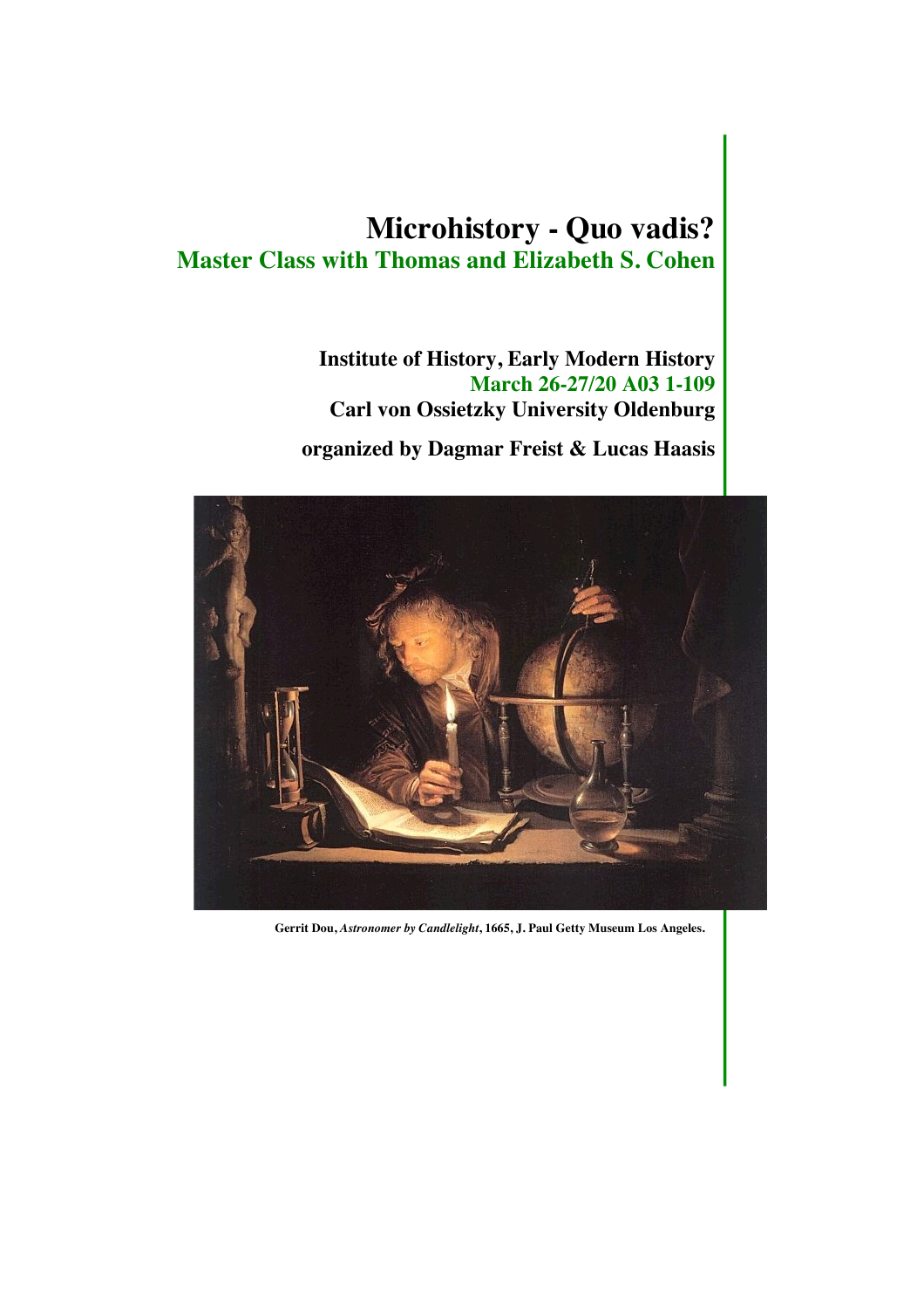# Microhistory - Quo vadis?

## Master Class with Thomas and Elizabeth S. Cohen

**Institute of History, Early Modern History**
**March 26-27/20 A03 1-109**
**Carl von Ossietzky University Oldenburg**

**organized by Dagmar Freist & Lucas Haasis**

**Gerrit Dou, *Astronomer by Candlelight*, 1665, J. Paul Getty Museum Los Angeles.**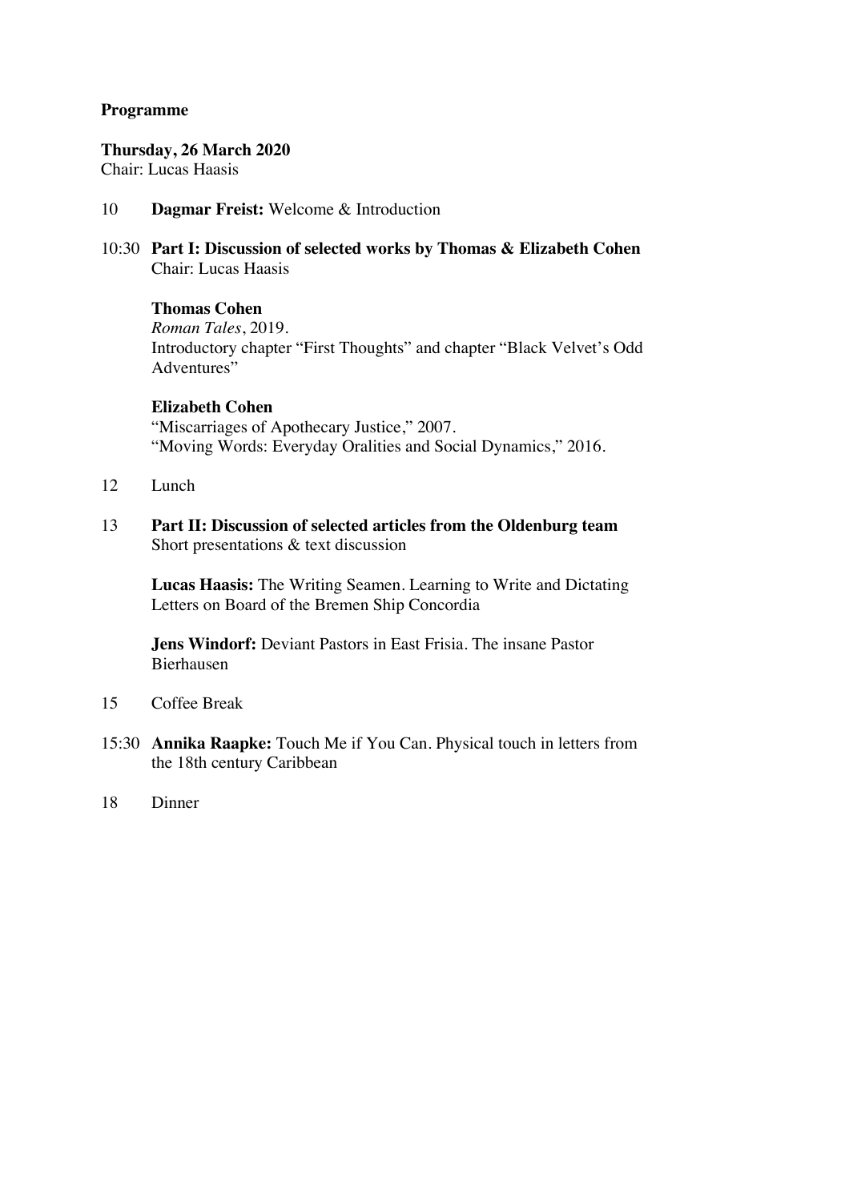**Programme**

**Thursday, 26 March 2020**
Chair: Lucas Haasis

10 **Dagmar Freist:** Welcome & Introduction

10:30 **Part I: Discussion of selected works by Thomas & Elizabeth Cohen**
Chair: Lucas Haasis

**Thomas Cohen**
*Roman Tales*, 2019.
Introductory chapter "First Thoughts" and chapter "Black Velvet's Odd Adventures"

**Elizabeth Cohen**
"Miscarriages of Apothecary Justice," 2007.
"Moving Words: Everyday Oralities and Social Dynamics," 2016.

12 Lunch

13 **Part II: Discussion of selected articles from the Oldenburg team**
Short presentations & text discussion

**Lucas Haasis:** The Writing Seamen. Learning to Write and Dictating Letters on Board of the Bremen Ship Concordia

**Jens Windorf:** Deviant Pastors in East Frisia. The insane Pastor Bierhausen

15 Coffee Break

15:30 **Annika Raapke:** Touch Me if You Can. Physical touch in letters from the 18th century Caribbean

18 Dinner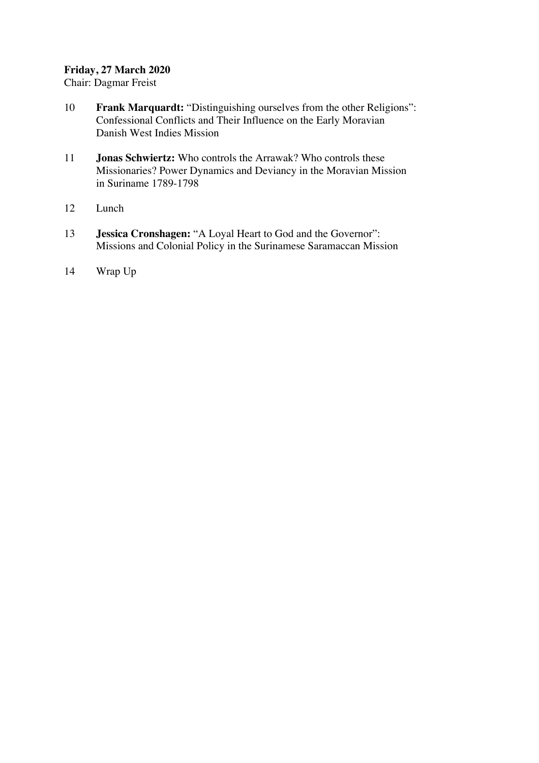**Friday, 27 March 2020**
Chair: Dagmar Freist

10 **Frank Marquardt:** "Distinguishing ourselves from the other Religions": Confessional Conflicts and Their Influence on the Early Moravian Danish West Indies Mission

11 **Jonas Schwiertz:** Who controls the Arrawak? Who controls these Missionaries? Power Dynamics and Deviancy in the Moravian Mission in Suriname 1789-1798

12 Lunch

13 **Jessica Cronshagen:** "A Loyal Heart to God and the Governor": Missions and Colonial Policy in the Surinamese Saramaccan Mission

14 Wrap Up